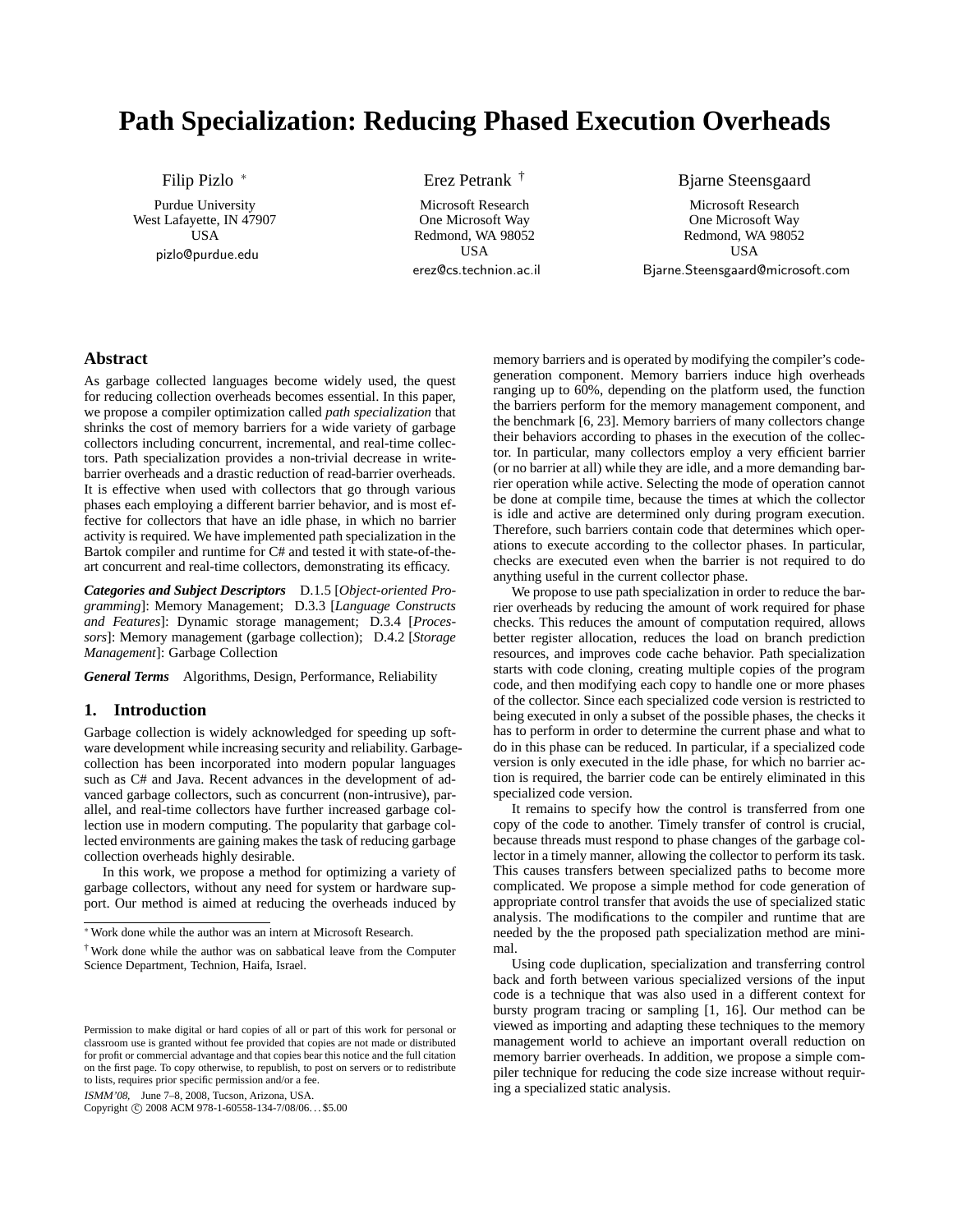# Path Specialization: Reducing Phased Execution Overheads

Filip Pizlo [*]
Purdue University
West Lafayette, IN 47907
USA
pizlo@purdue.edu

Erez Petrank [†]
Microsoft Research
One Microsoft Way
Redmond, WA 98052
USA
erez@cs.technion.ac.il

Bjarne Steensgaard
Microsoft Research
One Microsoft Way
Redmond, WA 98052
USA
Bjarne.Steensgaard@microsoft.com

## Abstract

As garbage collected languages become widely used, the quest for reducing collection overheads becomes essential. In this paper, we propose a compiler optimization called *path specialization* that shrinks the cost of memory barriers for a wide variety of garbage collectors including concurrent, incremental, and real-time collectors. Path specialization provides a non-trivial decrease in write-barrier overheads and a drastic reduction of read-barrier overheads. It is effective when used with collectors that go through various phases each employing a different barrier behavior, and is most effective for collectors that have an idle phase, in which no barrier activity is required. We have implemented path specialization in the Bartok compiler and runtime for C# and tested it with state-of-the-art concurrent and real-time collectors, demonstrating its efficacy.

***Categories and Subject Descriptors*** D.1.5 [*Object-oriented Programming*]: Memory Management; D.3.3 [*Language Constructs and Features*]: Dynamic storage management; D.3.4 [*Processors*]: Memory management (garbage collection); D.4.2 [*Storage Management*]: Garbage Collection

***General Terms*** Algorithms, Design, Performance, Reliability

## 1. Introduction

Garbage collection is widely acknowledged for speeding up software development while increasing security and reliability. Garbage-collection has been incorporated into modern popular languages such as C# and Java. Recent advances in the development of advanced garbage collectors, such as concurrent (non-intrusive), parallel, and real-time collectors have further increased garbage collection use in modern computing. The popularity that garbage collected environments are gaining makes the task of reducing garbage collection overheads highly desirable.

In this work, we propose a method for optimizing a variety of garbage collectors, without any need for system or hardware support. Our method is aimed at reducing the overheads induced by memory barriers and is operated by modifying the compiler's code-generation component. Memory barriers induce high overheads ranging up to 60%, depending on the platform used, the function the barriers perform for the memory management component, and the benchmark [6, 23]. Memory barriers of many collectors change their behaviors according to phases in the execution of the collector. In particular, many collectors employ a very efficient barrier (or no barrier at all) while they are idle, and a more demanding barrier operation while active. Selecting the mode of operation cannot be done at compile time, because the times at which the collector is idle and active are determined only during program execution. Therefore, such barriers contain code that determines which operations to execute according to the collector phases. In particular, checks are executed even when the barrier is not required to do anything useful in the current collector phase.

We propose to use path specialization in order to reduce the barrier overheads by reducing the amount of work required for phase checks. This reduces the amount of computation required, allows better register allocation, reduces the load on branch prediction resources, and improves code cache behavior. Path specialization starts with code cloning, creating multiple copies of the program code, and then modifying each copy to handle one or more phases of the collector. Since each specialized code version is restricted to being executed in only a subset of the possible phases, the checks it has to perform in order to determine the current phase and what to do in this phase can be reduced. In particular, if a specialized code version is only executed in the idle phase, for which no barrier action is required, the barrier code can be entirely eliminated in this specialized code version.

It remains to specify how the control is transferred from one copy of the code to another. Timely transfer of control is crucial, because threads must respond to phase changes of the garbage collector in a timely manner, allowing the collector to perform its task. This causes transfers between specialized paths to become more complicated. We propose a simple method for code generation of appropriate control transfer that avoids the use of specialized static analysis. The modifications to the compiler and runtime that are needed by the the proposed path specialization method are minimal.

Using code duplication, specialization and transferring control back and forth between various specialized versions of the input code is a technique that was also used in a different context for bursty program tracing or sampling [1, 16]. Our method can be viewed as importing and adapting these techniques to the memory management world to achieve an important overall reduction on memory barrier overheads. In addition, we propose a simple compiler technique for reducing the code size increase without requiring a specialized static analysis.

---

[*] Work done while the author was an intern at Microsoft Research.

[†] Work done while the author was on sabbatical leave from the Computer Science Department, Technion, Haifa, Israel.

Permission to make digital or hard copies of all or part of this work for personal or classroom use is granted without fee provided that copies are not made or distributed for profit or commercial advantage and that copies bear this notice and the full citation on the first page. To copy otherwise, to republish, to post on servers or to redistribute to lists, requires prior specific permission and/or a fee.

*ISMM'08,* June 7–8, 2008, Tucson, Arizona, USA.
Copyright © 2008 ACM 978-1-60558-134-7/08/06…$5.00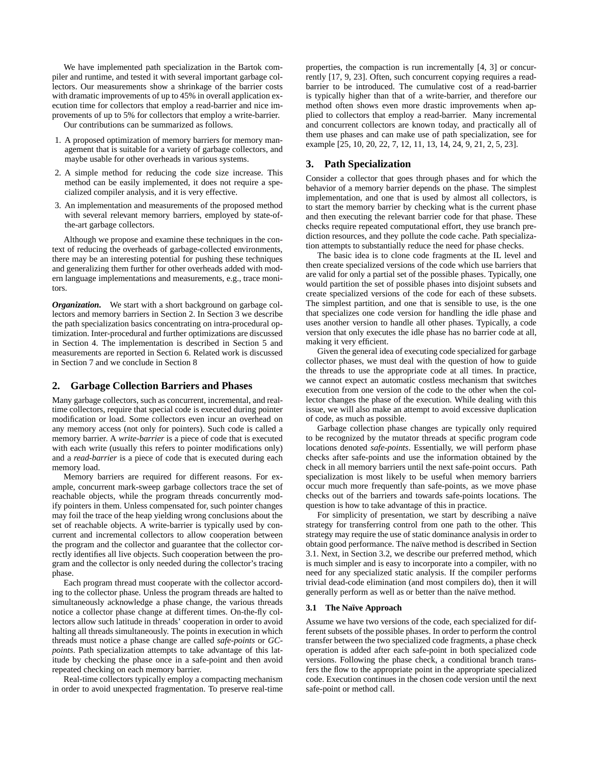We have implemented path specialization in the Bartok compiler and runtime, and tested it with several important garbage collectors. Our measurements show a shrinkage of the barrier costs with dramatic improvements of up to 45% in overall application execution time for collectors that employ a read-barrier and nice improvements of up to 5% for collectors that employ a write-barrier.

Our contributions can be summarized as follows.

1. A proposed optimization of memory barriers for memory management that is suitable for a variety of garbage collectors, and maybe usable for other overheads in various systems.
2. A simple method for reducing the code size increase. This method can be easily implemented, it does not require a specialized compiler analysis, and it is very effective.
3. An implementation and measurements of the proposed method with several relevant memory barriers, employed by state-of-the-art garbage collectors.

Although we propose and examine these techniques in the context of reducing the overheads of garbage-collected environments, there may be an interesting potential for pushing these techniques and generalizing them further for other overheads added with modern language implementations and measurements, e.g., trace monitors.

***Organization.*** We start with a short background on garbage collectors and memory barriers in Section 2. In Section 3 we describe the path specialization basics concentrating on intra-procedural optimization. Inter-procedural and further optimizations are discussed in Section 4. The implementation is described in Section 5 and measurements are reported in Section 6. Related work is discussed in Section 7 and we conclude in Section 8

## 2. Garbage Collection Barriers and Phases

Many garbage collectors, such as concurrent, incremental, and real-time collectors, require that special code is executed during pointer modification or load. Some collectors even incur an overhead on any memory access (not only for pointers). Such code is called a memory barrier. A *write-barrier* is a piece of code that is executed with each write (usually this refers to pointer modifications only) and a *read-barrier* is a piece of code that is executed during each memory load.

Memory barriers are required for different reasons. For example, concurrent mark-sweep garbage collectors trace the set of reachable objects, while the program threads concurrently modify pointers in them. Unless compensated for, such pointer changes may foil the trace of the heap yielding wrong conclusions about the set of reachable objects. A write-barrier is typically used by concurrent and incremental collectors to allow cooperation between the program and the collector and guarantee that the collector correctly identifies all live objects. Such cooperation between the program and the collector is only needed during the collector's tracing phase.

Each program thread must cooperate with the collector according to the collector phase. Unless the program threads are halted to simultaneously acknowledge a phase change, the various threads notice a collector phase change at different times. On-the-fly collectors allow such latitude in threads' cooperation in order to avoid halting all threads simultaneously. The points in execution in which threads must notice a phase change are called *safe-points* or *GC-points*. Path specialization attempts to take advantage of this latitude by checking the phase once in a safe-point and then avoid repeated checking on each memory barrier.

Real-time collectors typically employ a compacting mechanism in order to avoid unexpected fragmentation. To preserve real-time properties, the compaction is run incrementally [4, 3] or concurrently [17, 9, 23]. Often, such concurrent copying requires a read-barrier to be introduced. The cumulative cost of a read-barrier is typically higher than that of a write-barrier, and therefore our method often shows even more drastic improvements when applied to collectors that employ a read-barrier. Many incremental and concurrent collectors are known today, and practically all of them use phases and can make use of path specialization, see for example [25, 10, 20, 22, 7, 12, 11, 13, 14, 24, 9, 21, 2, 5, 23].

## 3. Path Specialization

Consider a collector that goes through phases and for which the behavior of a memory barrier depends on the phase. The simplest implementation, and one that is used by almost all collectors, is to start the memory barrier by checking what is the current phase and then executing the relevant barrier code for that phase. These checks require repeated computational effort, they use branch prediction resources, and they pollute the code cache. Path specialization attempts to substantially reduce the need for phase checks.

The basic idea is to clone code fragments at the IL level and then create specialized versions of the code which use barriers that are valid for only a partial set of the possible phases. Typically, one would partition the set of possible phases into disjoint subsets and create specialized versions of the code for each of these subsets. The simplest partition, and one that is sensible to use, is the one that specializes one code version for handling the idle phase and uses another version to handle all other phases. Typically, a code version that only executes the idle phase has no barrier code at all, making it very efficient.

Given the general idea of executing code specialized for garbage collector phases, we must deal with the question of how to guide the threads to use the appropriate code at all times. In practice, we cannot expect an automatic costless mechanism that switches execution from one version of the code to the other when the collector changes the phase of the execution. While dealing with this issue, we will also make an attempt to avoid excessive duplication of code, as much as possible.

Garbage collection phase changes are typically only required to be recognized by the mutator threads at specific program code locations denoted *safe-points*. Essentially, we will perform phase checks after safe-points and use the information obtained by the check in all memory barriers until the next safe-point occurs. Path specialization is most likely to be useful when memory barriers occur much more frequently than safe-points, as we move phase checks out of the barriers and towards safe-points locations. The question is how to take advantage of this in practice.

For simplicity of presentation, we start by describing a naïve strategy for transferring control from one path to the other. This strategy may require the use of static dominance analysis in order to obtain good performance. The naïve method is described in Section 3.1. Next, in Section 3.2, we describe our preferred method, which is much simpler and is easy to incorporate into a compiler, with no need for any specialized static analysis. If the compiler performs trivial dead-code elimination (and most compilers do), then it will generally perform as well as or better than the naïve method.

### 3.1 The Naïve Approach

Assume we have two versions of the code, each specialized for different subsets of the possible phases. In order to perform the control transfer between the two specialized code fragments, a phase check operation is added after each safe-point in both specialized code versions. Following the phase check, a conditional branch transfers the flow to the appropriate point in the appropriate specialized code. Execution continues in the chosen code version until the next safe-point or method call.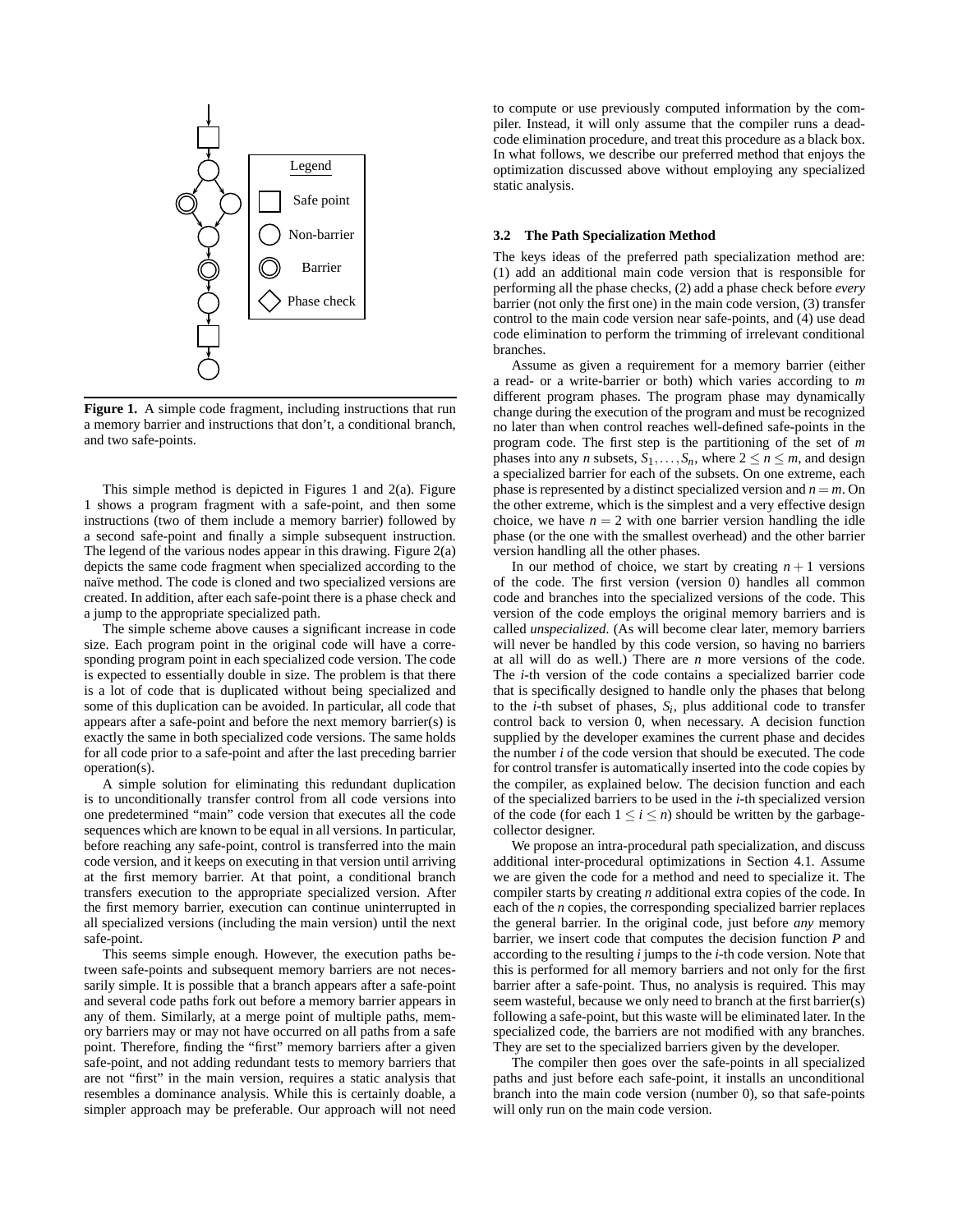Legend

Safe point

Non-barrier

Barrier

Phase check

**Figure 1.** A simple code fragment, including instructions that run a memory barrier and instructions that don't, a conditional branch, and two safe-points.

This simple method is depicted in Figures 1 and 2(a). Figure 1 shows a program fragment with a safe-point, and then some instructions (two of them include a memory barrier) followed by a second safe-point and finally a simple subsequent instruction. The legend of the various nodes appear in this drawing. Figure 2(a) depicts the same code fragment when specialized according to the naïve method. The code is cloned and two specialized versions are created. In addition, after each safe-point there is a phase check and a jump to the appropriate specialized path.

The simple scheme above causes a significant increase in code size. Each program point in the original code will have a corresponding program point in each specialized code version. The code is expected to essentially double in size. The problem is that there is a lot of code that is duplicated without being specialized and some of this duplication can be avoided. In particular, all code that appears after a safe-point and before the next memory barrier(s) is exactly the same in both specialized code versions. The same holds for all code prior to a safe-point and after the last preceding barrier operation(s).

A simple solution for eliminating this redundant duplication is to unconditionally transfer control from all code versions into one predetermined "main" code version that executes all the code sequences which are known to be equal in all versions. In particular, before reaching any safe-point, control is transferred into the main code version, and it keeps on executing in that version until arriving at the first memory barrier. At that point, a conditional branch transfers execution to the appropriate specialized version. After the first memory barrier, execution can continue uninterrupted in all specialized versions (including the main version) until the next safe-point.

This seems simple enough. However, the execution paths between safe-points and subsequent memory barriers are not necessarily simple. It is possible that a branch appears after a safe-point and several code paths fork out before a memory barrier appears in any of them. Similarly, at a merge point of multiple paths, memory barriers may or may not have occurred on all paths from a safe point. Therefore, finding the "first" memory barriers after a given safe-point, and not adding redundant tests to memory barriers that are not "first" in the main version, requires a static analysis that resembles a dominance analysis. While this is certainly doable, a simpler approach may be preferable. Our approach will not need to compute or use previously computed information by the compiler. Instead, it will only assume that the compiler runs a dead-code elimination procedure, and treat this procedure as a black box. In what follows, we describe our preferred method that enjoys the optimization discussed above without employing any specialized static analysis.

### 3.2 The Path Specialization Method

The keys ideas of the preferred path specialization method are: (1) add an additional main code version that is responsible for performing all the phase checks, (2) add a phase check before *every* barrier (not only the first one) in the main code version, (3) transfer control to the main code version near safe-points, and (4) use dead code elimination to perform the trimming of irrelevant conditional branches.

Assume as given a requirement for a memory barrier (either a read- or a write-barrier or both) which varies according to $m$ different program phases. The program phase may dynamically change during the execution of the program and must be recognized no later than when control reaches well-defined safe-points in the program code. The first step is the partitioning of the set of $m$ phases into any $n$ subsets, $S_1, \ldots, S_n$, where $2 \leq n \leq m$, and design a specialized barrier for each of the subsets. On one extreme, each phase is represented by a distinct specialized version and $n = m$. On the other extreme, which is the simplest and a very effective design choice, we have $n = 2$ with one barrier version handling the idle phase (or the one with the smallest overhead) and the other barrier version handling all the other phases.

In our method of choice, we start by creating $n+1$ versions of the code. The first version (version 0) handles all common code and branches into the specialized versions of the code. This version of the code employs the original memory barriers and is called *unspecialized*. (As will become clear later, memory barriers will never be handled by this code version, so having no barriers at all will do as well.) There are $n$ more versions of the code. The $i$-th version of the code contains a specialized barrier code that is specifically designed to handle only the phases that belong to the $i$-th subset of phases, $S_i$, plus additional code to transfer control back to version 0, when necessary. A decision function supplied by the developer examines the current phase and decides the number $i$ of the code version that should be executed. The code for control transfer is automatically inserted into the code copies by the compiler, as explained below. The decision function and each of the specialized barriers to be used in the $i$-th specialized version of the code (for each $1 \leq i \leq n$) should be written by the garbage-collector designer.

We propose an intra-procedural path specialization, and discuss additional inter-procedural optimizations in Section 4.1. Assume we are given the code for a method and need to specialize it. The compiler starts by creating $n$ additional extra copies of the code. In each of the $n$ copies, the corresponding specialized barrier replaces the general barrier. In the original code, just before *any* memory barrier, we insert code that computes the decision function $P$ and according to the resulting $i$ jumps to the $i$-th code version. Note that this is performed for all memory barriers and not only for the first barrier after a safe-point. Thus, no analysis is required. This may seem wasteful, because we only need to branch at the first barrier(s) following a safe-point, but this waste will be eliminated later. In the specialized code, the barriers are not modified with any branches. They are set to the specialized barriers given by the developer.

The compiler then goes over the safe-points in all specialized paths and just before each safe-point, it installs an unconditional branch into the main code version (number 0), so that safe-points will only run on the main code version.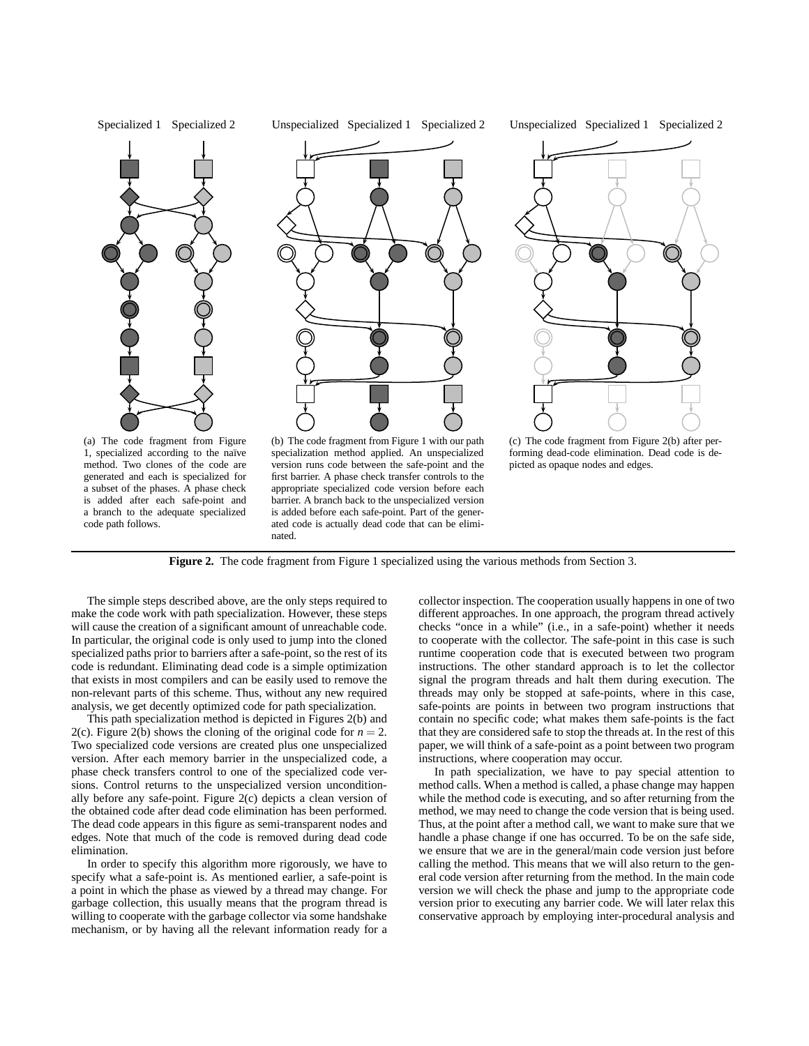Specialized 1 Specialized 2

(a) The code fragment from Figure 1, specialized according to the naïve method. Two clones of the code are generated and each is specialized for a subset of the phases. A phase check is added after each safe-point and a branch to the adequate specialized code path follows.

Unspecialized Specialized 1 Specialized 2

(b) The code fragment from Figure 1 with our path specialization method applied. An unspecialized version runs code between the safe-point and the first barrier. A phase check transfer controls to the appropriate specialized code version before each barrier. A branch back to the unspecialized version is added before each safe-point. Part of the generated code is actually dead code that can be eliminated.

Unspecialized Specialized 1 Specialized 2

(c) The code fragment from Figure 2(b) after performing dead-code elimination. Dead code is depicted as opaque nodes and edges.

**Figure 2.** The code fragment from Figure 1 specialized using the various methods from Section 3.

The simple steps described above, are the only steps required to make the code work with path specialization. However, these steps will cause the creation of a significant amount of unreachable code. In particular, the original code is only used to jump into the cloned specialized paths prior to barriers after a safe-point, so the rest of its code is redundant. Eliminating dead code is a simple optimization that exists in most compilers and can be easily used to remove the non-relevant parts of this scheme. Thus, without any new required analysis, we get decently optimized code for path specialization.

This path specialization method is depicted in Figures 2(b) and 2(c). Figure 2(b) shows the cloning of the original code for $n = 2$. Two specialized code versions are created plus one unspecialized version. After each memory barrier in the unspecialized code, a phase check transfers control to one of the specialized code versions. Control returns to the unspecialized version unconditionally before any safe-point. Figure 2(c) depicts a clean version of the obtained code after dead code elimination has been performed. The dead code appears in this figure as semi-transparent nodes and edges. Note that much of the code is removed during dead code elimination.

In order to specify this algorithm more rigorously, we have to specify what a safe-point is. As mentioned earlier, a safe-point is a point in which the phase as viewed by a thread may change. For garbage collection, this usually means that the program thread is willing to cooperate with the garbage collector via some handshake mechanism, or by having all the relevant information ready for a collector inspection. The cooperation usually happens in one of two different approaches. In one approach, the program thread actively checks "once in a while" (i.e., in a safe-point) whether it needs to cooperate with the collector. The safe-point in this case is such runtime cooperation code that is executed between two program instructions. The other standard approach is to let the collector signal the program threads and halt them during execution. The threads may only be stopped at safe-points, where in this case, safe-points are points in between two program instructions that contain no specific code; what makes them safe-points is the fact that they are considered safe to stop the threads at. In the rest of this paper, we will think of a safe-point as a point between two program instructions, where cooperation may occur.

In path specialization, we have to pay special attention to method calls. When a method is called, a phase change may happen while the method code is executing, and so after returning from the method, we may need to change the code version that is being used. Thus, at the point after a method call, we want to make sure that we handle a phase change if one has occurred. To be on the safe side, we ensure that we are in the general/main code version just before calling the method. This means that we will also return to the general code version after returning from the method. In the main code version we will check the phase and jump to the appropriate code version prior to executing any barrier code. We will later relax this conservative approach by employing inter-procedural analysis and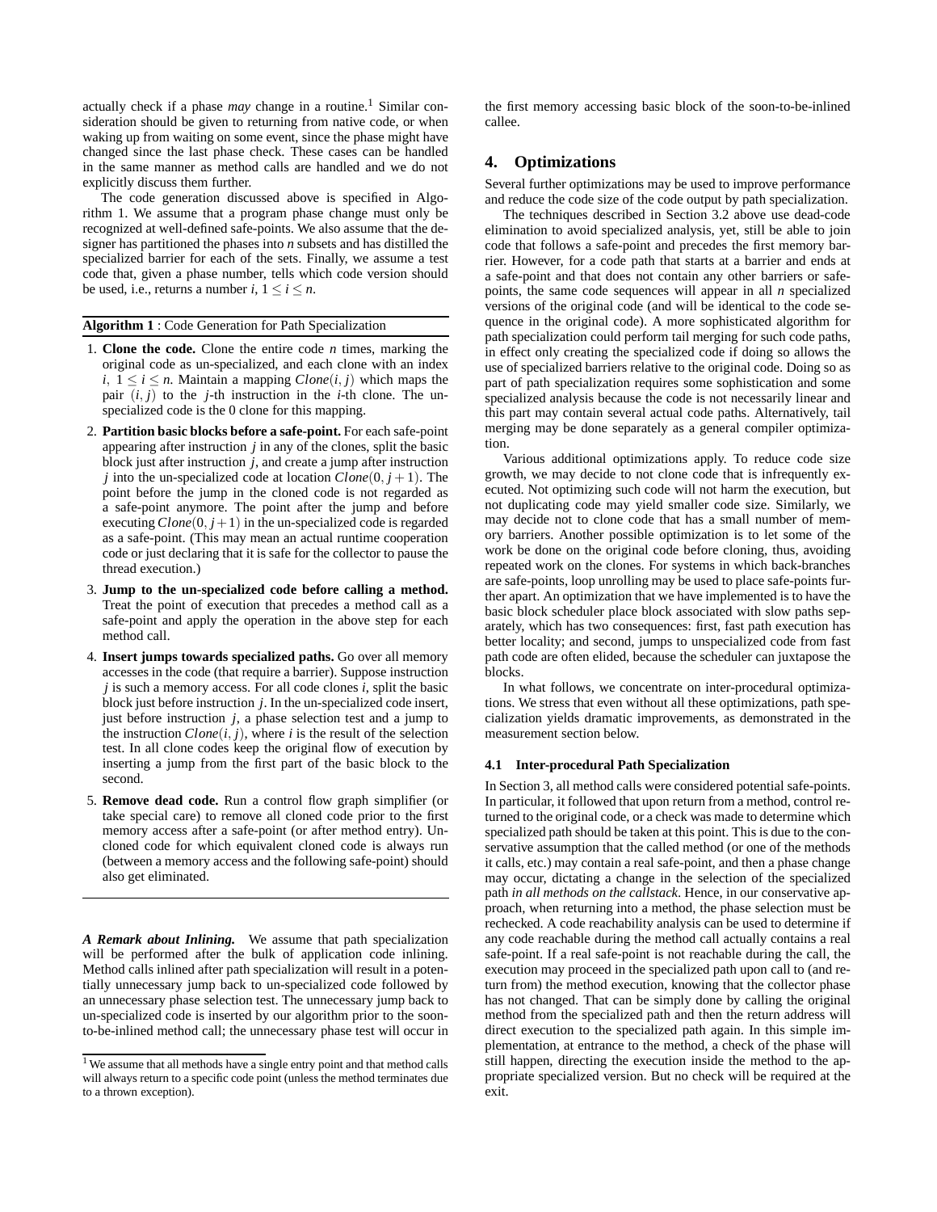actually check if a phase *may* change in a routine.[1] Similar consideration should be given to returning from native code, or when waking up from waiting on some event, since the phase might have changed since the last phase check. These cases can be handled in the same manner as method calls are handled and we do not explicitly discuss them further.

The code generation discussed above is specified in Algorithm 1. We assume that a program phase change must only be recognized at well-defined safe-points. We also assume that the designer has partitioned the phases into $n$ subsets and has distilled the specialized barrier for each of the sets. Finally, we assume a test code that, given a phase number, tells which code version should be used, i.e., returns a number $i$, $1 \leq i \leq n$.

---

**Algorithm 1** : Code Generation for Path Specialization

---

1. **Clone the code.** Clone the entire code $n$ times, marking the original code as un-specialized, and each clone with an index $i$, $1 \leq i \leq n$. Maintain a mapping $Clone(i, j)$ which maps the pair $(i, j)$ to the $j$-th instruction in the $i$-th clone. The un-specialized code is the 0 clone for this mapping.
2. **Partition basic blocks before a safe-point.** For each safe-point appearing after instruction $j$ in any of the clones, split the basic block just after instruction $j$, and create a jump after instruction $j$ into the un-specialized code at location $Clone(0, j+1)$. The point before the jump in the cloned code is not regarded as a safe-point anymore. The point after the jump and before executing $Clone(0, j+1)$ in the un-specialized code is regarded as a safe-point. (This may mean an actual runtime cooperation code or just declaring that it is safe for the collector to pause the thread execution.)
3. **Jump to the un-specialized code before calling a method.** Treat the point of execution that precedes a method call as a safe-point and apply the operation in the above step for each method call.
4. **Insert jumps towards specialized paths.** Go over all memory accesses in the code (that require a barrier). Suppose instruction $j$ is such a memory access. For all code clones $i$, split the basic block just before instruction $j$. In the un-specialized code insert, just before instruction $j$, a phase selection test and a jump to the instruction $Clone(i, j)$, where $i$ is the result of the selection test. In all clone codes keep the original flow of execution by inserting a jump from the first part of the basic block to the second.
5. **Remove dead code.** Run a control flow graph simplifier (or take special care) to remove all cloned code prior to the first memory access after a safe-point (or after method entry). Uncloned code for which equivalent cloned code is always run (between a memory access and the following safe-point) should also get eliminated.

---

***A Remark about Inlining.*** We assume that path specialization will be performed after the bulk of application code inlining. Method calls inlined after path specialization will result in a potentially unnecessary jump back to un-specialized code followed by an unnecessary phase selection test. The unnecessary jump back to un-specialized code is inserted by our algorithm prior to the soon-to-be-inlined method call; the unnecessary phase test will occur in the first memory accessing basic block of the soon-to-be-inlined callee.

[1] We assume that all methods have a single entry point and that method calls will always return to a specific code point (unless the method terminates due to a thrown exception).

## 4. Optimizations

Several further optimizations may be used to improve performance and reduce the code size of the code output by path specialization.

The techniques described in Section 3.2 above use dead-code elimination to avoid specialized analysis, yet, still be able to join code that follows a safe-point and precedes the first memory barrier. However, for a code path that starts at a barrier and ends at a safe-point and that does not contain any other barriers or safe-points, the same code sequences will appear in all $n$ specialized versions of the original code (and will be identical to the code sequence in the original code). A more sophisticated algorithm for path specialization could perform tail merging for such code paths, in effect only creating the specialized code if doing so allows the use of specialized barriers relative to the original code. Doing so as part of path specialization requires some sophistication and some specialized analysis because the code is not necessarily linear and this part may contain several actual code paths. Alternatively, tail merging may be done separately as a general compiler optimization.

Various additional optimizations apply. To reduce code size growth, we may decide to not clone code that is infrequently executed. Not optimizing such code will not harm the execution, but not duplicating code may yield smaller code size. Similarly, we may decide not to clone code that has a small number of memory barriers. Another possible optimization is to let some of the work be done on the original code before cloning, thus, avoiding repeated work on the clones. For systems in which back-branches are safe-points, loop unrolling may be used to place safe-points further apart. An optimization that we have implemented is to have the basic block scheduler place block associated with slow paths separately, which has two consequences: first, fast path execution has better locality; and second, jumps to unspecialized code from fast path code are often elided, because the scheduler can juxtapose the blocks.

In what follows, we concentrate on inter-procedural optimizations. We stress that even without all these optimizations, path specialization yields dramatic improvements, as demonstrated in the measurement section below.

### 4.1 Inter-procedural Path Specialization

In Section 3, all method calls were considered potential safe-points. In particular, it followed that upon return from a method, control returned to the original code, or a check was made to determine which specialized path should be taken at this point. This is due to the conservative assumption that the called method (or one of the methods it calls, etc.) may contain a real safe-point, and then a phase change may occur, dictating a change in the selection of the specialized path *in all methods on the callstack*. Hence, in our conservative approach, when returning into a method, the phase selection must be rechecked. A code reachability analysis can be used to determine if any code reachable during the method call actually contains a real safe-point. If a real safe-point is not reachable during the call, the execution may proceed in the specialized path upon call to (and return from) the method execution, knowing that the collector phase has not changed. That can be simply done by calling the original method from the specialized path and then the return address will direct execution to the specialized path again. In this simple implementation, at entrance to the method, a check of the phase will still happen, directing the execution inside the method to the appropriate specialized version. But no check will be required at the exit.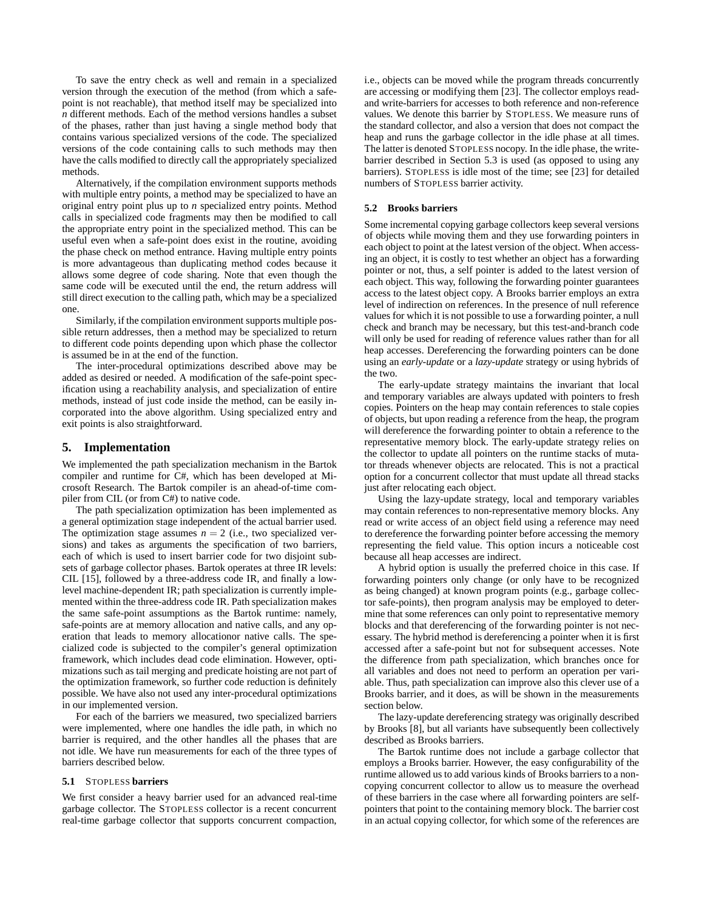To save the entry check as well and remain in a specialized version through the execution of the method (from which a safe-point is not reachable), that method itself may be specialized into $n$ different methods. Each of the method versions handles a subset of the phases, rather than just having a single method body that contains various specialized versions of the code. The specialized versions of the code containing calls to such methods may then have the calls modified to directly call the appropriately specialized methods.

Alternatively, if the compilation environment supports methods with multiple entry points, a method may be specialized to have an original entry point plus up to $n$ specialized entry points. Method calls in specialized code fragments may then be modified to call the appropriate entry point in the specialized method. This can be useful even when a safe-point does exist in the routine, avoiding the phase check on method entrance. Having multiple entry points is more advantageous than duplicating method codes because it allows some degree of code sharing. Note that even though the same code will be executed until the end, the return address will still direct execution to the calling path, which may be a specialized one.

Similarly, if the compilation environment supports multiple possible return addresses, then a method may be specialized to return to different code points depending upon which phase the collector is assumed be in at the end of the function.

The inter-procedural optimizations described above may be added as desired or needed. A modification of the safe-point specification using a reachability analysis, and specialization of entire methods, instead of just code inside the method, can be easily incorporated into the above algorithm. Using specialized entry and exit points is also straightforward.

## 5. Implementation

We implemented the path specialization mechanism in the Bartok compiler and runtime for C#, which has been developed at Microsoft Research. The Bartok compiler is an ahead-of-time compiler from CIL (or from C#) to native code.

The path specialization optimization has been implemented as a general optimization stage independent of the actual barrier used. The optimization stage assumes $n = 2$ (i.e., two specialized versions) and takes as arguments the specification of two barriers, each of which is used to insert barrier code for two disjoint subsets of garbage collector phases. Bartok operates at three IR levels: CIL [15], followed by a three-address code IR, and finally a low-level machine-dependent IR; path specialization is currently implemented within the three-address code IR. Path specialization makes the same safe-point assumptions as the Bartok runtime: namely, safe-points are at memory allocation and native calls, and any operation that leads to memory allocationor native calls. The specialized code is subjected to the compiler's general optimization framework, which includes dead code elimination. However, optimizations such as tail merging and predicate hoisting are not part of the optimization framework, so further code reduction is definitely possible. We have also not used any inter-procedural optimizations in our implemented version.

For each of the barriers we measured, two specialized barriers were implemented, where one handles the idle path, in which no barrier is required, and the other handles all the phases that are not idle. We have run measurements for each of the three types of barriers described below.

### 5.1 STOPLESS barriers

We first consider a heavy barrier used for an advanced real-time garbage collector. The STOPLESS collector is a recent concurrent real-time garbage collector that supports concurrent compaction, i.e., objects can be moved while the program threads concurrently are accessing or modifying them [23]. The collector employs read- and write-barriers for accesses to both reference and non-reference values. We denote this barrier by STOPLESS. We measure runs of the standard collector, and also a version that does not compact the heap and runs the garbage collector in the idle phase at all times. The latter is denoted STOPLESS nocopy. In the idle phase, the write-barrier described in Section 5.3 is used (as opposed to using any barriers). STOPLESS is idle most of the time; see [23] for detailed numbers of STOPLESS barrier activity.

### 5.2 Brooks barriers

Some incremental copying garbage collectors keep several versions of objects while moving them and they use forwarding pointers in each object to point at the latest version of the object. When accessing an object, it is costly to test whether an object has a forwarding pointer or not, thus, a self pointer is added to the latest version of each object. This way, following the forwarding pointer guarantees access to the latest object copy. A Brooks barrier employs an extra level of indirection on references. In the presence of null reference values for which it is not possible to use a forwarding pointer, a null check and branch may be necessary, but this test-and-branch code will only be used for reading of reference values rather than for all heap accesses. Dereferencing the forwarding pointers can be done using an *early-update* or a *lazy-update* strategy or using hybrids of the two.

The early-update strategy maintains the invariant that local and temporary variables are always updated with pointers to fresh copies. Pointers on the heap may contain references to stale copies of objects, but upon reading a reference from the heap, the program will dereference the forwarding pointer to obtain a reference to the representative memory block. The early-update strategy relies on the collector to update all pointers on the runtime stacks of mutator threads whenever objects are relocated. This is not a practical option for a concurrent collector that must update all thread stacks just after relocating each object.

Using the lazy-update strategy, local and temporary variables may contain references to non-representative memory blocks. Any read or write access of an object field using a reference may need to dereference the forwarding pointer before accessing the memory representing the field value. This option incurs a noticeable cost because all heap accesses are indirect.

A hybrid option is usually the preferred choice in this case. If forwarding pointers only change (or only have to be recognized as being changed) at known program points (e.g., garbage collector safe-points), then program analysis may be employed to determine that some references can only point to representative memory blocks and that dereferencing of the forwarding pointer is not necessary. The hybrid method is dereferencing a pointer when it is first accessed after a safe-point but not for subsequent accesses. Note the difference from path specialization, which branches once for all variables and does not need to perform an operation per variable. Thus, path specialization can improve also this clever use of a Brooks barrier, and it does, as will be shown in the measurements section below.

The lazy-update dereferencing strategy was originally described by Brooks [8], but all variants have subsequently been collectively described as Brooks barriers.

The Bartok runtime does not include a garbage collector that employs a Brooks barrier. However, the easy configurability of the runtime allowed us to add various kinds of Brooks barriers to a non-copying concurrent collector to allow us to measure the overhead of these barriers in the case where all forwarding pointers are self-pointers that point to the containing memory block. The barrier cost in an actual copying collector, for which some of the references are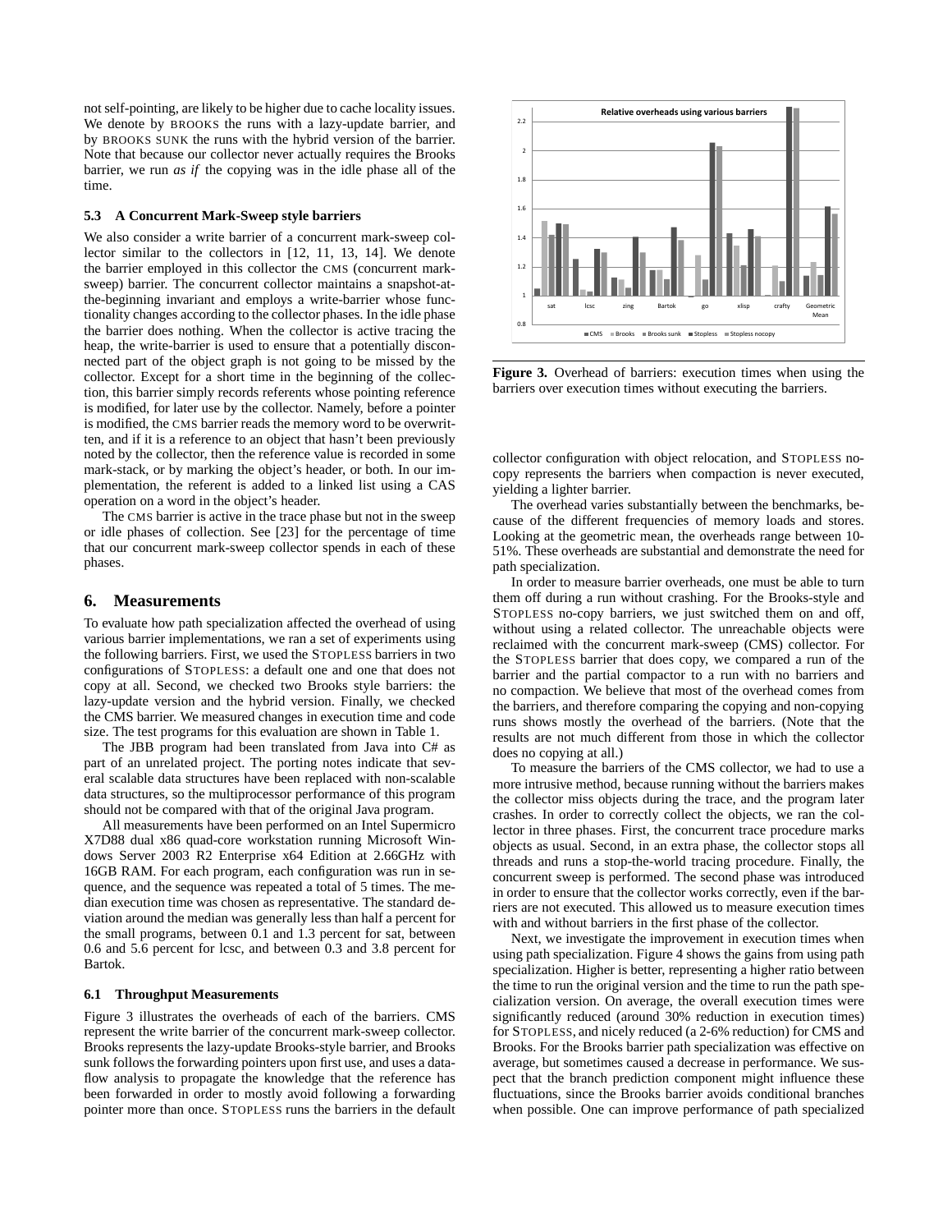not self-pointing, are likely to be higher due to cache locality issues. We denote by BROOKS the runs with a lazy-update barrier, and by BROOKS SUNK the runs with the hybrid version of the barrier. Note that because our collector never actually requires the Brooks barrier, we run *as if* the copying was in the idle phase all of the time.

### 5.3 A Concurrent Mark-Sweep style barriers

We also consider a write barrier of a concurrent mark-sweep collector similar to the collectors in [12, 11, 13, 14]. We denote the barrier employed in this collector the CMS (concurrent mark-sweep) barrier. The concurrent collector maintains a snapshot-at-the-beginning invariant and employs a write-barrier whose functionality changes according to the collector phases. In the idle phase the barrier does nothing. When the collector is active tracing the heap, the write-barrier is used to ensure that a potentially disconnected part of the object graph is not going to be missed by the collector. Except for a short time in the beginning of the collection, this barrier simply records referents whose pointing reference is modified, for later use by the collector. Namely, before a pointer is modified, the CMS barrier reads the memory word to be overwritten, and if it is a reference to an object that hasn't been previously noted by the collector, then the reference value is recorded in some mark-stack, or by marking the object's header, or both. In our implementation, the referent is added to a linked list using a CAS operation on a word in the object's header.

The CMS barrier is active in the trace phase but not in the sweep or idle phases of collection. See [23] for the percentage of time that our concurrent mark-sweep collector spends in each of these phases.

## 6. Measurements

To evaluate how path specialization affected the overhead of using various barrier implementations, we ran a set of experiments using the following barriers. First, we used the STOPLESS barriers in two configurations of STOPLESS: a default one and one that does not copy at all. Second, we checked two Brooks style barriers: the lazy-update version and the hybrid version. Finally, we checked the CMS barrier. We measured changes in execution time and code size. The test programs for this evaluation are shown in Table 1.

The JBB program had been translated from Java into C# as part of an unrelated project. The porting notes indicate that several scalable data structures have been replaced with non-scalable data structures, so the multiprocessor performance of this program should not be compared with that of the original Java program.

All measurements have been performed on an Intel Supermicro X7D88 dual x86 quad-core workstation running Microsoft Windows Server 2003 R2 Enterprise x64 Edition at 2.66GHz with 16GB RAM. For each program, each configuration was run in sequence, and the sequence was repeated a total of 5 times. The median execution time was chosen as representative. The standard deviation around the median was generally less than half a percent for the small programs, between 0.1 and 1.3 percent for sat, between 0.6 and 5.6 percent for lcsc, and between 0.3 and 3.8 percent for Bartok.

### 6.1 Throughput Measurements

Figure 3 illustrates the overheads of each of the barriers. CMS represent the write barrier of the concurrent mark-sweep collector. Brooks represents the lazy-update Brooks-style barrier, and Brooks sunk follows the forwarding pointers upon first use, and uses a dataflow analysis to propagate the knowledge that the reference has been forwarded in order to mostly avoid following a forwarding pointer more than once. STOPLESS runs the barriers in the default collector configuration with object relocation, and STOPLESS no-copy represents the barriers when compaction is never executed, yielding a lighter barrier.

**Figure 3.** Overhead of barriers: execution times when using the barriers over execution times without executing the barriers.

The overhead varies substantially between the benchmarks, because of the different frequencies of memory loads and stores. Looking at the geometric mean, the overheads range between 10-51%. These overheads are substantial and demonstrate the need for path specialization.

In order to measure barrier overheads, one must be able to turn them off during a run without crashing. For the Brooks-style and STOPLESS no-copy barriers, we just switched them on and off, without using a related collector. The unreachable objects were reclaimed with the concurrent mark-sweep (CMS) collector. For the STOPLESS barrier that does copy, we compared a run of the barrier and the partial compactor to a run with no barriers and no compaction. We believe that most of the overhead comes from the barriers, and therefore comparing the copying and non-copying runs shows mostly the overhead of the barriers. (Note that the results are not much different from those in which the collector does no copying at all.)

To measure the barriers of the CMS collector, we had to use a more intrusive method, because running without the barriers makes the collector miss objects during the trace, and the program later crashes. In order to correctly collect the objects, we ran the collector in three phases. First, the concurrent trace procedure marks objects as usual. Second, in an extra phase, the collector stops all threads and runs a stop-the-world tracing procedure. Finally, the concurrent sweep is performed. The second phase was introduced in order to ensure that the collector works correctly, even if the barriers are not executed. This allowed us to measure execution times with and without barriers in the first phase of the collector.

Next, we investigate the improvement in execution times when using path specialization. Figure 4 shows the gains from using path specialization. Higher is better, representing a higher ratio between the time to run the original version and the time to run the path specialization version. On average, the overall execution times were significantly reduced (around 30% reduction in execution times) for STOPLESS, and nicely reduced (a 2-6% reduction) for CMS and Brooks. For the Brooks barrier path specialization was effective on average, but sometimes caused a decrease in performance. We suspect that the branch prediction component might influence these fluctuations, since the Brooks barrier avoids conditional branches when possible. One can improve performance of path specialized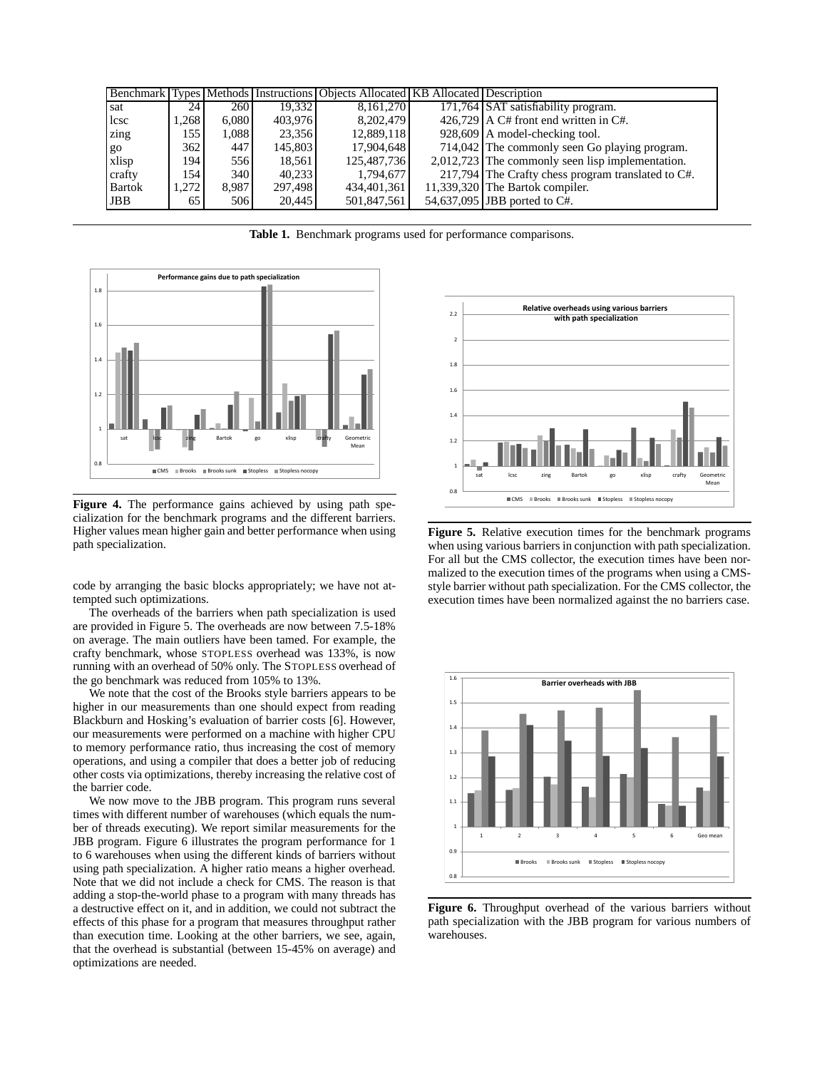| Benchmark | Types | Methods | Instructions | Objects Allocated | KB Allocated | Description |
|---|---|---|---|---|---|---|
| sat | 24 | 260 | 19,332 | 8,161,270 | 171,764 | SAT satisfiability program. |
| lcsc | 1,268 | 6,080 | 403,976 | 8,202,479 | 426,729 | A C# front end written in C#. |
| zing | 155 | 1,088 | 23,356 | 12,889,118 | 928,609 | A model-checking tool. |
| go | 362 | 447 | 145,803 | 17,904,648 | 714,042 | The commonly seen Go playing program. |
| xlisp | 194 | 556 | 18,561 | 125,487,736 | 2,012,723 | The commonly seen lisp implementation. |
| crafty | 154 | 340 | 40,233 | 1,794,677 | 217,794 | The Crafty chess program translated to C#. |
| Bartok | 1,272 | 8,987 | 297,498 | 434,401,361 | 11,339,320 | The Bartok compiler. |
| JBB | 65 | 506 | 20,445 | 501,847,561 | 54,637,095 | JBB ported to C#. |

**Table 1.** Benchmark programs used for performance comparisons.

**Figure 4.** The performance gains achieved by using path specialization for the benchmark programs and the different barriers. Higher values mean higher gain and better performance when using path specialization.

code by arranging the basic blocks appropriately; we have not attempted such optimizations.

The overheads of the barriers when path specialization is used are provided in Figure 5. The overheads are now between 7.5-18% on average. The main outliers have been tamed. For example, the crafty benchmark, whose STOPLESS overhead was 133%, is now running with an overhead of 50% only. The STOPLESS overhead of the go benchmark was reduced from 105% to 13%.

We note that the cost of the Brooks style barriers appears to be higher in our measurements than one should expect from reading Blackburn and Hosking's evaluation of barrier costs [6]. However, our measurements were performed on a machine with higher CPU to memory performance ratio, thus increasing the cost of memory operations, and using a compiler that does a better job of reducing other costs via optimizations, thereby increasing the relative cost of the barrier code.

We now move to the JBB program. This program runs several times with different number of warehouses (which equals the number of threads executing). We report similar measurements for the JBB program. Figure 6 illustrates the program performance for 1 to 6 warehouses when using the different kinds of barriers without using path specialization. A higher ratio means a higher overhead. Note that we did not include a check for CMS. The reason is that adding a stop-the-world phase to a program with many threads has a destructive effect on it, and in addition, we could not subtract the effects of this phase for a program that measures throughput rather than execution time. Looking at the other barriers, we see, again, that the overhead is substantial (between 15-45% on average) and optimizations are needed.

**Figure 5.** Relative execution times for the benchmark programs when using various barriers in conjunction with path specialization. For all but the CMS collector, the execution times have been normalized to the execution times of the programs when using a CMS-style barrier without path specialization. For the CMS collector, the execution times have been normalized against the no barriers case.

**Figure 6.** Throughput overhead of the various barriers without path specialization with the JBB program for various numbers of warehouses.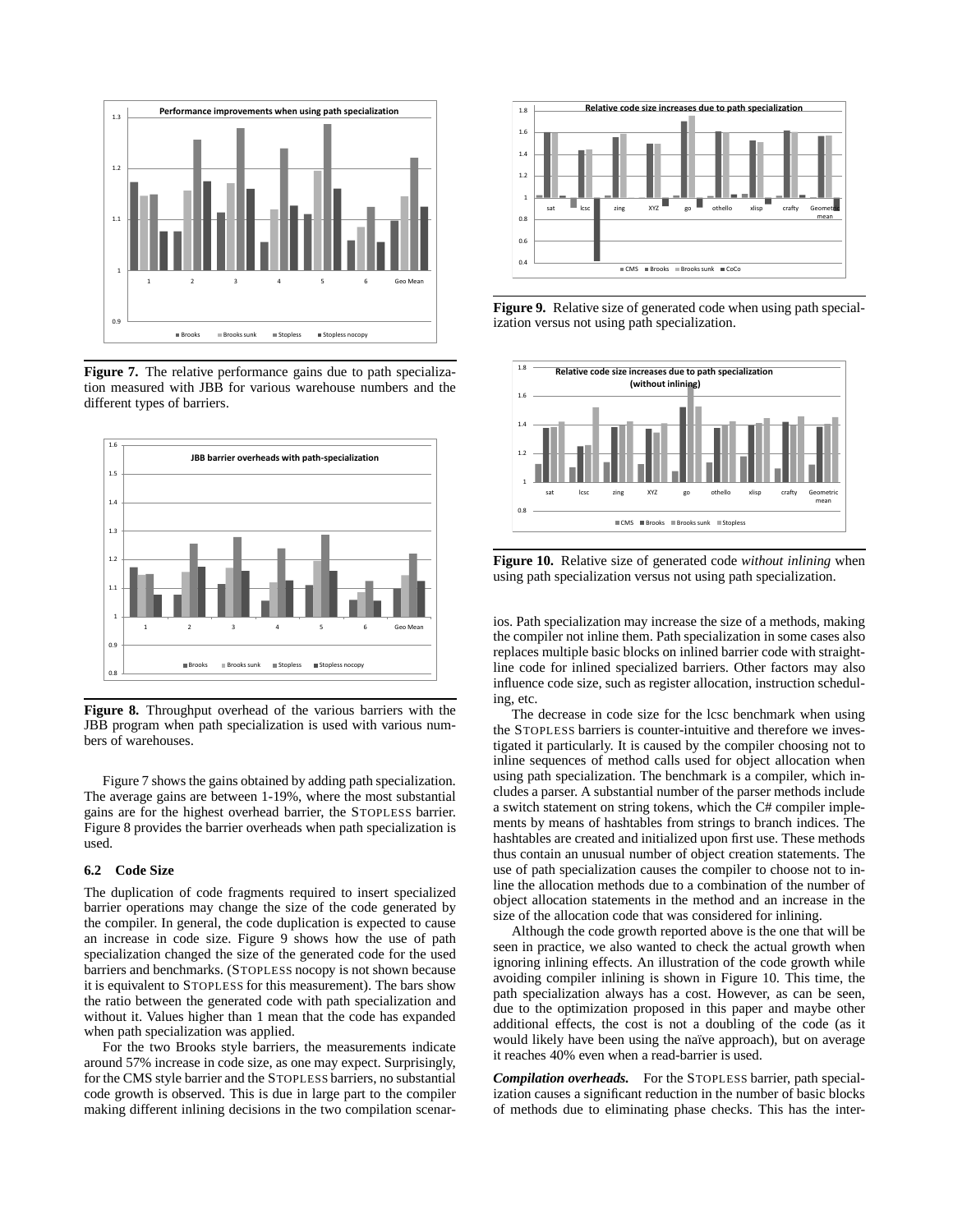**Figure 7.** The relative performance gains due to path specialization measured with JBB for various warehouse numbers and the different types of barriers.

**Figure 8.** Throughput overhead of the various barriers with the JBB program when path specialization is used with various numbers of warehouses.

Figure 7 shows the gains obtained by adding path specialization. The average gains are between 1-19%, where the most substantial gains are for the highest overhead barrier, the STOPLESS barrier. Figure 8 provides the barrier overheads when path specialization is used.

### 6.2 Code Size

The duplication of code fragments required to insert specialized barrier operations may change the size of the code generated by the compiler. In general, the code duplication is expected to cause an increase in code size. Figure 9 shows how the use of path specialization changed the size of the generated code for the used barriers and benchmarks. (STOPLESS nocopy is not shown because it is equivalent to STOPLESS for this measurement). The bars show the ratio between the generated code with path specialization and without it. Values higher than 1 mean that the code has expanded when path specialization was applied.

For the two Brooks style barriers, the measurements indicate around 57% increase in code size, as one may expect. Surprisingly, for the CMS style barrier and the STOPLESS barriers, no substantial code growth is observed. This is due in large part to the compiler making different inlining decisions in the two compilation scenarios. Path specialization may increase the size of a methods, making the compiler not inline them. Path specialization in some cases also replaces multiple basic blocks on inlined barrier code with straight-line code for inlined specialized barriers. Other factors may also influence code size, such as register allocation, instruction scheduling, etc.

**Figure 9.** Relative size of generated code when using path specialization versus not using path specialization.

**Figure 10.** Relative size of generated code *without inlining* when using path specialization versus not using path specialization.

The decrease in code size for the lcsc benchmark when using the STOPLESS barriers is counter-intuitive and therefore we investigated it particularly. It is caused by the compiler choosing not to inline sequences of method calls used for object allocation when using path specialization. The benchmark is a compiler, which includes a parser. A substantial number of the parser methods include a switch statement on string tokens, which the C# compiler implements by means of hashtables from strings to branch indices. The hashtables are created and initialized upon first use. These methods thus contain an unusual number of object creation statements. The use of path specialization causes the compiler to choose not to inline the allocation methods due to a combination of the number of object allocation statements in the method and an increase in the size of the allocation code that was considered for inlining.

Although the code growth reported above is the one that will be seen in practice, we also wanted to check the actual growth when ignoring inlining effects. An illustration of the code growth while avoiding compiler inlining is shown in Figure 10. This time, the path specialization always has a cost. However, as can be seen, due to the optimization proposed in this paper and maybe other additional effects, the cost is not a doubling of the code (as it would likely have been using the naïve approach), but on average it reaches 40% even when a read-barrier is used.

***Compilation overheads.*** For the STOPLESS barrier, path specialization causes a significant reduction in the number of basic blocks of methods due to eliminating phase checks. This has the inter-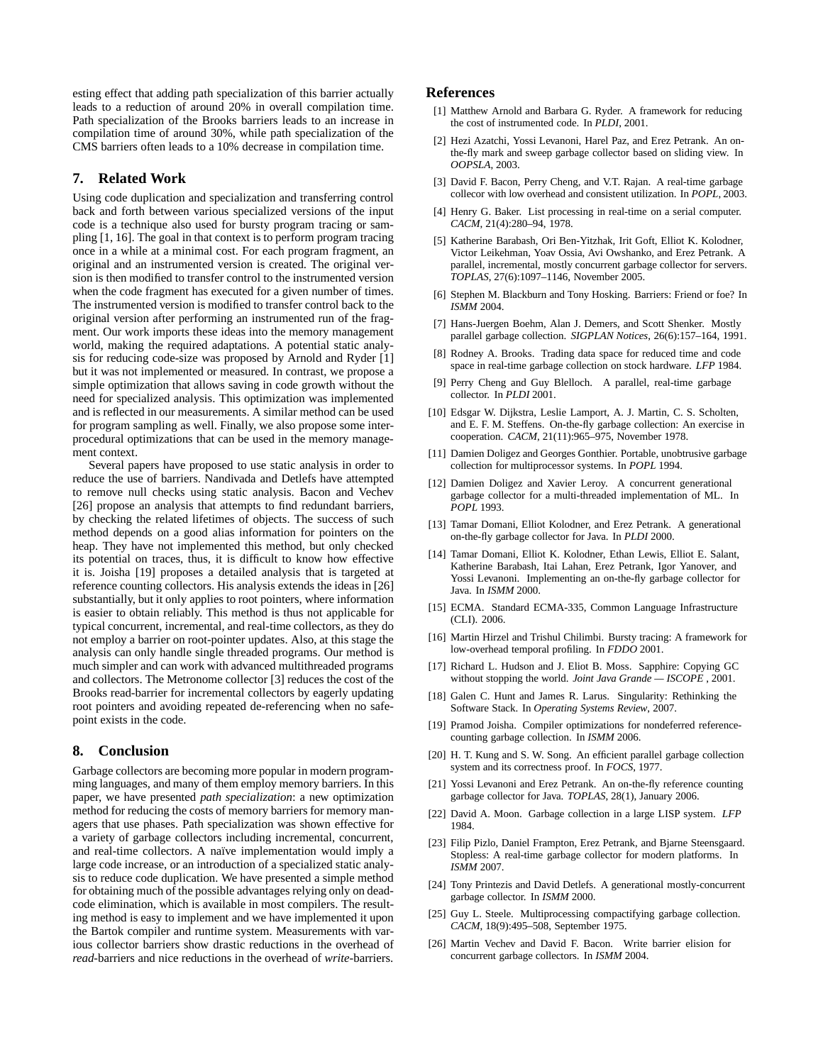esting effect that adding path specialization of this barrier actually leads to a reduction of around 20% in overall compilation time. Path specialization of the Brooks barriers leads to an increase in compilation time of around 30%, while path specialization of the CMS barriers often leads to a 10% decrease in compilation time.

## 7. Related Work

Using code duplication and specialization and transferring control back and forth between various specialized versions of the input code is a technique also used for bursty program tracing or sampling [1, 16]. The goal in that context is to perform program tracing once in a while at a minimal cost. For each program fragment, an original and an instrumented version is created. The original version is then modified to transfer control to the instrumented version when the code fragment has executed for a given number of times. The instrumented version is modified to transfer control back to the original version after performing an instrumented run of the fragment. Our work imports these ideas into the memory management world, making the required adaptations. A potential static analysis for reducing code-size was proposed by Arnold and Ryder [1] but it was not implemented or measured. In contrast, we propose a simple optimization that allows saving in code growth without the need for specialized analysis. This optimization was implemented and is reflected in our measurements. A similar method can be used for program sampling as well. Finally, we also propose some inter-procedural optimizations that can be used in the memory management context.

Several papers have proposed to use static analysis in order to reduce the use of barriers. Nandivada and Detlefs have attempted to remove null checks using static analysis. Bacon and Vechev [26] propose an analysis that attempts to find redundant barriers, by checking the related lifetimes of objects. The success of such method depends on a good alias information for pointers on the heap. They have not implemented this method, but only checked its potential on traces, thus, it is difficult to know how effective it is. Joisha [19] proposes a detailed analysis that is targeted at reference counting collectors. His analysis extends the ideas in [26] substantially, but it only applies to root pointers, where information is easier to obtain reliably. This method is thus not applicable for typical concurrent, incremental, and real-time collectors, as they do not employ a barrier on root-pointer updates. Also, at this stage the analysis can only handle single threaded programs. Our method is much simpler and can work with advanced multithreaded programs and collectors. The Metronome collector [3] reduces the cost of the Brooks read-barrier for incremental collectors by eagerly updating root pointers and avoiding repeated de-referencing when no safe-point exists in the code.

## 8. Conclusion

Garbage collectors are becoming more popular in modern programming languages, and many of them employ memory barriers. In this paper, we have presented *path specialization*: a new optimization method for reducing the costs of memory barriers for memory managers that use phases. Path specialization was shown effective for a variety of garbage collectors including incremental, concurrent, and real-time collectors. A naïve implementation would imply a large code increase, or an introduction of a specialized static analysis to reduce code duplication. We have presented a simple method for obtaining much of the possible advantages relying only on dead-code elimination, which is available in most compilers. The resulting method is easy to implement and we have implemented it upon the Bartok compiler and runtime system. Measurements with various collector barriers show drastic reductions in the overhead of *read*-barriers and nice reductions in the overhead of *write*-barriers.

## References

[1] Matthew Arnold and Barbara G. Ryder. A framework for reducing the cost of instrumented code. In *PLDI*, 2001.

[2] Hezi Azatchi, Yossi Levanoni, Harel Paz, and Erez Petrank. An on-the-fly mark and sweep garbage collector based on sliding view. In *OOPSLA*, 2003.

[3] David F. Bacon, Perry Cheng, and V.T. Rajan. A real-time garbage collecor with low overhead and consistent utilization. In *POPL*, 2003.

[4] Henry G. Baker. List processing in real-time on a serial computer. *CACM*, 21(4):280–94, 1978.

[5] Katherine Barabash, Ori Ben-Yitzhak, Irit Goft, Elliot K. Kolodner, Victor Leikehman, Yoav Ossia, Avi Owshanko, and Erez Petrank. A parallel, incremental, mostly concurrent garbage collector for servers. *TOPLAS*, 27(6):1097–1146, November 2005.

[6] Stephen M. Blackburn and Tony Hosking. Barriers: Friend or foe? In *ISMM* 2004.

[7] Hans-Juergen Boehm, Alan J. Demers, and Scott Shenker. Mostly parallel garbage collection. *SIGPLAN Notices*, 26(6):157–164, 1991.

[8] Rodney A. Brooks. Trading data space for reduced time and code space in real-time garbage collection on stock hardware. *LFP* 1984.

[9] Perry Cheng and Guy Blelloch. A parallel, real-time garbage collector. In *PLDI* 2001.

[10] Edsgar W. Dijkstra, Leslie Lamport, A. J. Martin, C. S. Scholten, and E. F. M. Steffens. On-the-fly garbage collection: An exercise in cooperation. *CACM*, 21(11):965–975, November 1978.

[11] Damien Doligez and Georges Gonthier. Portable, unobtrusive garbage collection for multiprocessor systems. In *POPL* 1994.

[12] Damien Doligez and Xavier Leroy. A concurrent generational garbage collector for a multi-threaded implementation of ML. In *POPL* 1993.

[13] Tamar Domani, Elliot Kolodner, and Erez Petrank. A generational on-the-fly garbage collector for Java. In *PLDI* 2000.

[14] Tamar Domani, Elliot K. Kolodner, Ethan Lewis, Elliot E. Salant, Katherine Barabash, Itai Lahan, Erez Petrank, Igor Yanover, and Yossi Levanoni. Implementing an on-the-fly garbage collector for Java. In *ISMM* 2000.

[15] ECMA. Standard ECMA-335, Common Language Infrastructure (CLI). 2006.

[16] Martin Hirzel and Trishul Chilimbi. Bursty tracing: A framework for low-overhead temporal profiling. In *FDDO* 2001.

[17] Richard L. Hudson and J. Eliot B. Moss. Sapphire: Copying GC without stopping the world. *Joint Java Grande — ISCOPE* , 2001.

[18] Galen C. Hunt and James R. Larus. Singularity: Rethinking the Software Stack. In *Operating Systems Review*, 2007.

[19] Pramod Joisha. Compiler optimizations for nondeferred reference-counting garbage collection. In *ISMM* 2006.

[20] H. T. Kung and S. W. Song. An efficient parallel garbage collection system and its correctness proof. In *FOCS*, 1977.

[21] Yossi Levanoni and Erez Petrank. An on-the-fly reference counting garbage collector for Java. *TOPLAS*, 28(1), January 2006.

[22] David A. Moon. Garbage collection in a large LISP system. *LFP* 1984.

[23] Filip Pizlo, Daniel Frampton, Erez Petrank, and Bjarne Steensgaard. Stopless: A real-time garbage collector for modern platforms. In *ISMM* 2007.

[24] Tony Printezis and David Detlefs. A generational mostly-concurrent garbage collector. In *ISMM* 2000.

[25] Guy L. Steele. Multiprocessing compactifying garbage collection. *CACM*, 18(9):495–508, September 1975.

[26] Martin Vechev and David F. Bacon. Write barrier elision for concurrent garbage collectors. In *ISMM* 2004.